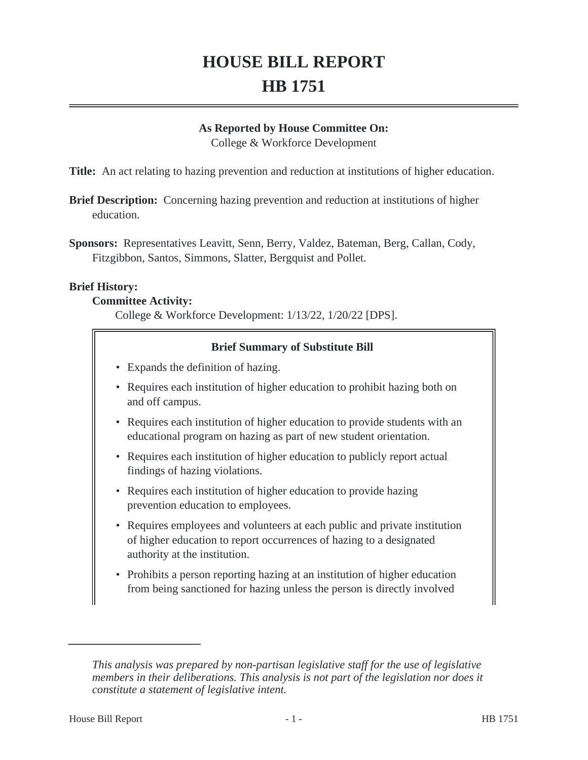# HOUSE BILL REPORT
# HB 1751

**As Reported by House Committee On:**
College & Workforce Development

**Title:** An act relating to hazing prevention and reduction at institutions of higher education.

**Brief Description:** Concerning hazing prevention and reduction at institutions of higher education.

**Sponsors:** Representatives Leavitt, Senn, Berry, Valdez, Bateman, Berg, Callan, Cody, Fitzgibbon, Santos, Simmons, Slatter, Bergquist and Pollet.

**Brief History:**

**Committee Activity:**

College & Workforce Development: 1/13/22, 1/20/22 [DPS].

**Brief Summary of Substitute Bill**

- Expands the definition of hazing.
- Requires each institution of higher education to prohibit hazing both on and off campus.
- Requires each institution of higher education to provide students with an educational program on hazing as part of new student orientation.
- Requires each institution of higher education to publicly report actual findings of hazing violations.
- Requires each institution of higher education to provide hazing prevention education to employees.
- Requires employees and volunteers at each public and private institution of higher education to report occurrences of hazing to a designated authority at the institution.
- Prohibits a person reporting hazing at an institution of higher education from being sanctioned for hazing unless the person is directly involved

---

*This analysis was prepared by non-partisan legislative staff for the use of legislative members in their deliberations. This analysis is not part of the legislation nor does it constitute a statement of legislative intent.*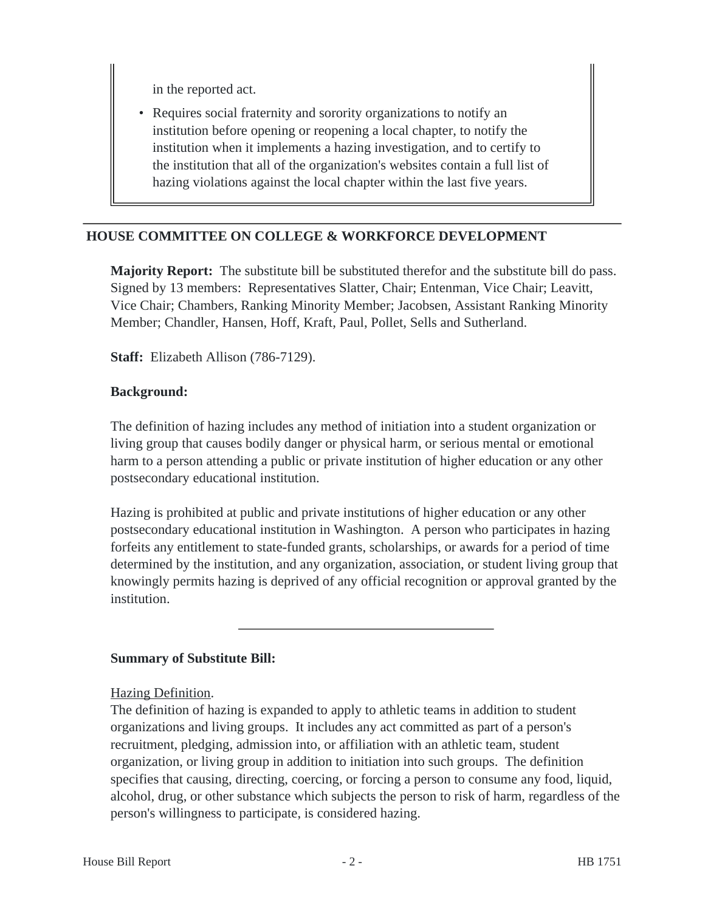in the reported act.

- Requires social fraternity and sorority organizations to notify an institution before opening or reopening a local chapter, to notify the institution when it implements a hazing investigation, and to certify to the institution that all of the organization's websites contain a full list of hazing violations against the local chapter within the last five years.

## HOUSE COMMITTEE ON COLLEGE & WORKFORCE DEVELOPMENT

**Majority Report:** The substitute bill be substituted therefor and the substitute bill do pass. Signed by 13 members: Representatives Slatter, Chair; Entenman, Vice Chair; Leavitt, Vice Chair; Chambers, Ranking Minority Member; Jacobsen, Assistant Ranking Minority Member; Chandler, Hansen, Hoff, Kraft, Paul, Pollet, Sells and Sutherland.

**Staff:** Elizabeth Allison (786-7129).

**Background:**

The definition of hazing includes any method of initiation into a student organization or living group that causes bodily danger or physical harm, or serious mental or emotional harm to a person attending a public or private institution of higher education or any other postsecondary educational institution.

Hazing is prohibited at public and private institutions of higher education or any other postsecondary educational institution in Washington. A person who participates in hazing forfeits any entitlement to state-funded grants, scholarships, or awards for a period of time determined by the institution, and any organization, association, or student living group that knowingly permits hazing is deprived of any official recognition or approval granted by the institution.

---

**Summary of Substitute Bill:**

Hazing Definition.

The definition of hazing is expanded to apply to athletic teams in addition to student organizations and living groups. It includes any act committed as part of a person's recruitment, pledging, admission into, or affiliation with an athletic team, student organization, or living group in addition to initiation into such groups. The definition specifies that causing, directing, coercing, or forcing a person to consume any food, liquid, alcohol, drug, or other substance which subjects the person to risk of harm, regardless of the person's willingness to participate, is considered hazing.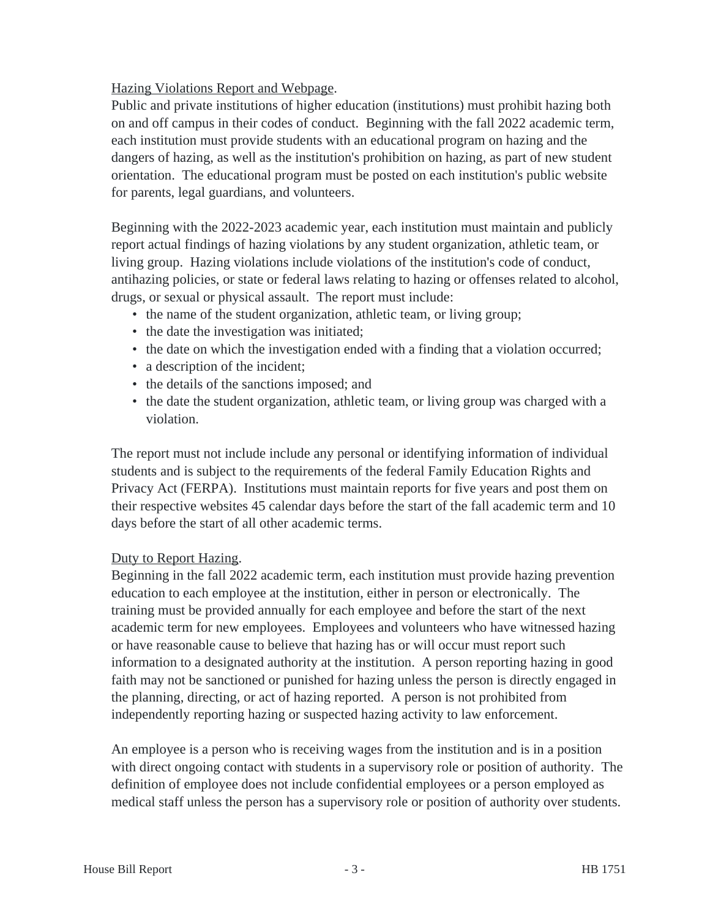Hazing Violations Report and Webpage.

Public and private institutions of higher education (institutions) must prohibit hazing both on and off campus in their codes of conduct. Beginning with the fall 2022 academic term, each institution must provide students with an educational program on hazing and the dangers of hazing, as well as the institution's prohibition on hazing, as part of new student orientation. The educational program must be posted on each institution's public website for parents, legal guardians, and volunteers.

Beginning with the 2022-2023 academic year, each institution must maintain and publicly report actual findings of hazing violations by any student organization, athletic team, or living group. Hazing violations include violations of the institution's code of conduct, antihazing policies, or state or federal laws relating to hazing or offenses related to alcohol, drugs, or sexual or physical assault. The report must include:

- the name of the student organization, athletic team, or living group;
- the date the investigation was initiated;
- the date on which the investigation ended with a finding that a violation occurred;
- a description of the incident;
- the details of the sanctions imposed; and
- the date the student organization, athletic team, or living group was charged with a violation.

The report must not include include any personal or identifying information of individual students and is subject to the requirements of the federal Family Education Rights and Privacy Act (FERPA). Institutions must maintain reports for five years and post them on their respective websites 45 calendar days before the start of the fall academic term and 10 days before the start of all other academic terms.

Duty to Report Hazing.

Beginning in the fall 2022 academic term, each institution must provide hazing prevention education to each employee at the institution, either in person or electronically. The training must be provided annually for each employee and before the start of the next academic term for new employees. Employees and volunteers who have witnessed hazing or have reasonable cause to believe that hazing has or will occur must report such information to a designated authority at the institution. A person reporting hazing in good faith may not be sanctioned or punished for hazing unless the person is directly engaged in the planning, directing, or act of hazing reported. A person is not prohibited from independently reporting hazing or suspected hazing activity to law enforcement.

An employee is a person who is receiving wages from the institution and is in a position with direct ongoing contact with students in a supervisory role or position of authority. The definition of employee does not include confidential employees or a person employed as medical staff unless the person has a supervisory role or position of authority over students.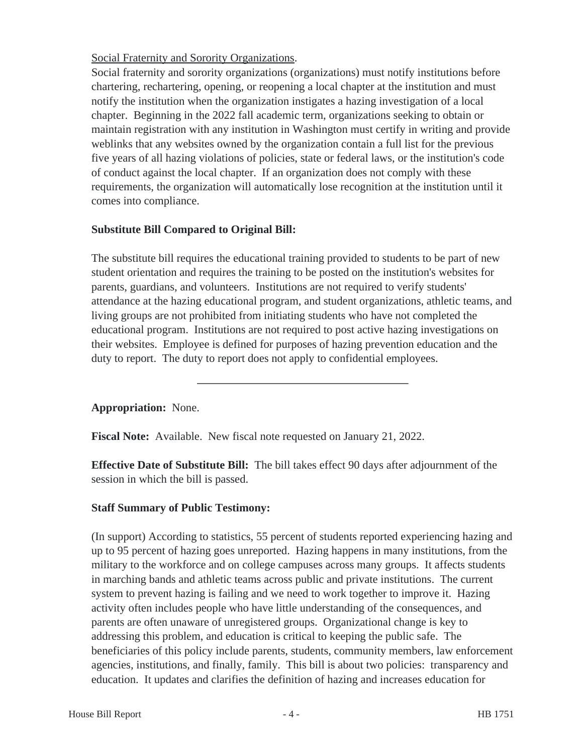Social Fraternity and Sorority Organizations.

Social fraternity and sorority organizations (organizations) must notify institutions before chartering, rechartering, opening, or reopening a local chapter at the institution and must notify the institution when the organization instigates a hazing investigation of a local chapter. Beginning in the 2022 fall academic term, organizations seeking to obtain or maintain registration with any institution in Washington must certify in writing and provide weblinks that any websites owned by the organization contain a full list for the previous five years of all hazing violations of policies, state or federal laws, or the institution's code of conduct against the local chapter. If an organization does not comply with these requirements, the organization will automatically lose recognition at the institution until it comes into compliance.

**Substitute Bill Compared to Original Bill:**

The substitute bill requires the educational training provided to students to be part of new student orientation and requires the training to be posted on the institution's websites for parents, guardians, and volunteers. Institutions are not required to verify students' attendance at the hazing educational program, and student organizations, athletic teams, and living groups are not prohibited from initiating students who have not completed the educational program. Institutions are not required to post active hazing investigations on their websites. Employee is defined for purposes of hazing prevention education and the duty to report. The duty to report does not apply to confidential employees.

---

**Appropriation:** None.

**Fiscal Note:** Available. New fiscal note requested on January 21, 2022.

**Effective Date of Substitute Bill:** The bill takes effect 90 days after adjournment of the session in which the bill is passed.

**Staff Summary of Public Testimony:**

(In support) According to statistics, 55 percent of students reported experiencing hazing and up to 95 percent of hazing goes unreported. Hazing happens in many institutions, from the military to the workforce and on college campuses across many groups. It affects students in marching bands and athletic teams across public and private institutions. The current system to prevent hazing is failing and we need to work together to improve it. Hazing activity often includes people who have little understanding of the consequences, and parents are often unaware of unregistered groups. Organizational change is key to addressing this problem, and education is critical to keeping the public safe. The beneficiaries of this policy include parents, students, community members, law enforcement agencies, institutions, and finally, family. This bill is about two policies: transparency and education. It updates and clarifies the definition of hazing and increases education for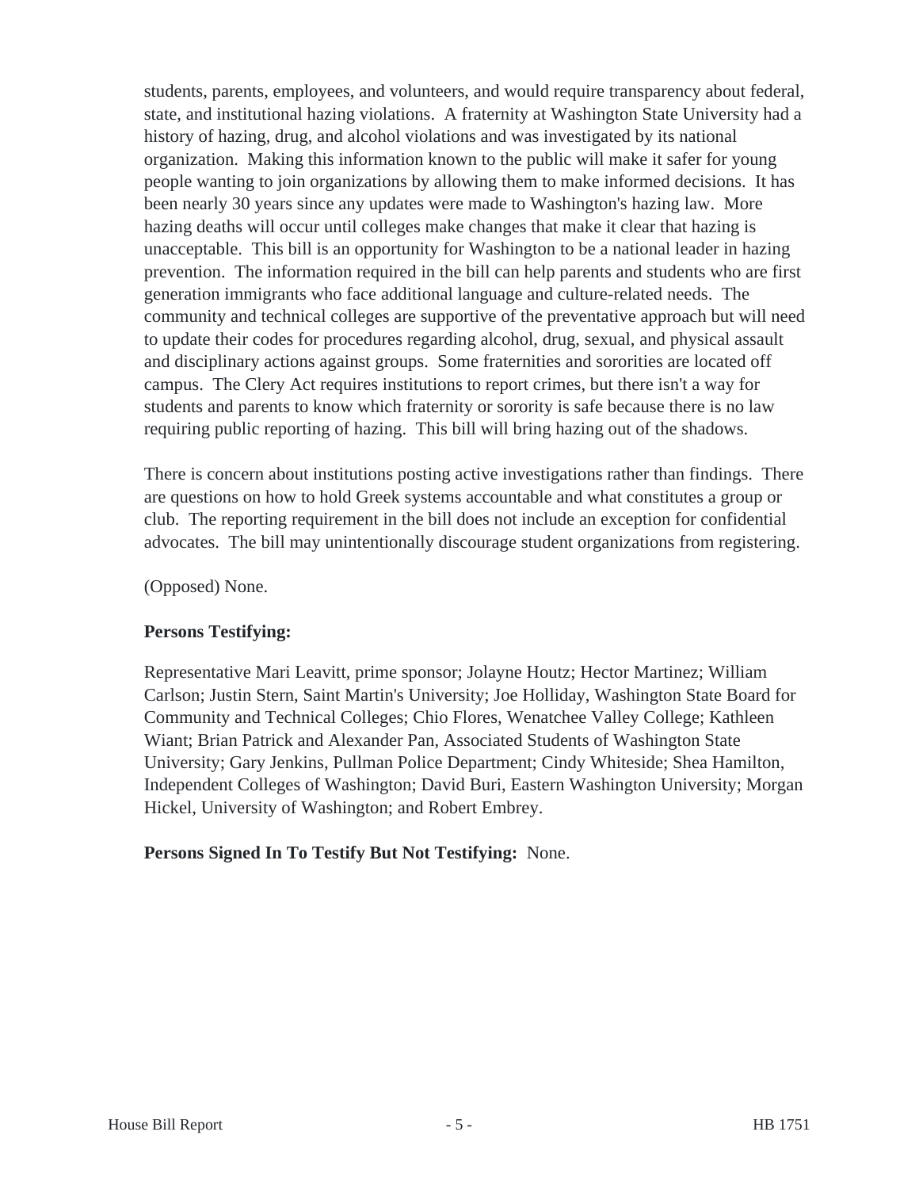students, parents, employees, and volunteers, and would require transparency about federal, state, and institutional hazing violations. A fraternity at Washington State University had a history of hazing, drug, and alcohol violations and was investigated by its national organization. Making this information known to the public will make it safer for young people wanting to join organizations by allowing them to make informed decisions. It has been nearly 30 years since any updates were made to Washington's hazing law. More hazing deaths will occur until colleges make changes that make it clear that hazing is unacceptable. This bill is an opportunity for Washington to be a national leader in hazing prevention. The information required in the bill can help parents and students who are first generation immigrants who face additional language and culture-related needs. The community and technical colleges are supportive of the preventative approach but will need to update their codes for procedures regarding alcohol, drug, sexual, and physical assault and disciplinary actions against groups. Some fraternities and sororities are located off campus. The Clery Act requires institutions to report crimes, but there isn't a way for students and parents to know which fraternity or sorority is safe because there is no law requiring public reporting of hazing. This bill will bring hazing out of the shadows.

There is concern about institutions posting active investigations rather than findings. There are questions on how to hold Greek systems accountable and what constitutes a group or club. The reporting requirement in the bill does not include an exception for confidential advocates. The bill may unintentionally discourage student organizations from registering.

(Opposed) None.

**Persons Testifying:**

Representative Mari Leavitt, prime sponsor; Jolayne Houtz; Hector Martinez; William Carlson; Justin Stern, Saint Martin's University; Joe Holliday, Washington State Board for Community and Technical Colleges; Chio Flores, Wenatchee Valley College; Kathleen Wiant; Brian Patrick and Alexander Pan, Associated Students of Washington State University; Gary Jenkins, Pullman Police Department; Cindy Whiteside; Shea Hamilton, Independent Colleges of Washington; David Buri, Eastern Washington University; Morgan Hickel, University of Washington; and Robert Embrey.

**Persons Signed In To Testify But Not Testifying:** None.